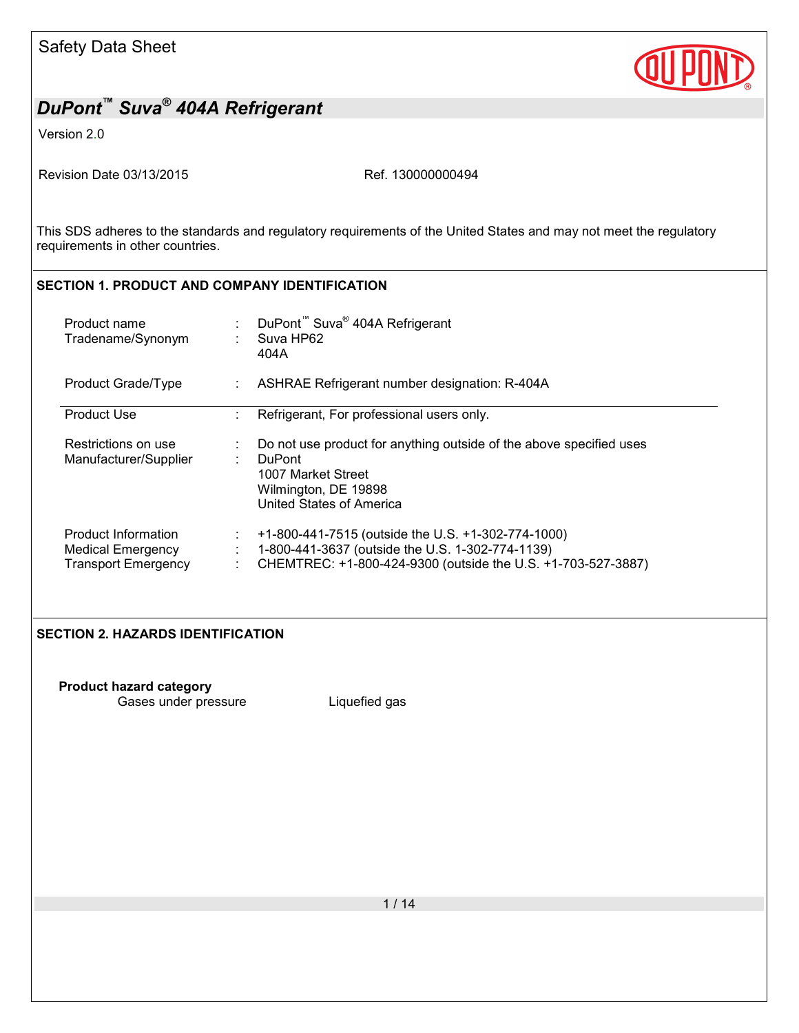Safety Data Sheet

# DuPont™ Suva® 404A Refrigerant

Version 2.0

Revision Date 03/13/2015 Ref. 130000000494

This SDS adheres to the standards and regulatory requirements of the United States and may not meet the regulatory requirements in other countries.

## SECTION 1. PRODUCT AND COMPANY IDENTIFICATION

| | | |
|---|---|---|
| Product name | : | DuPont™ Suva® 404A Refrigerant |
| Tradename/Synonym | : | Suva HP62<br>404A |
| Product Grade/Type | : | ASHRAE Refrigerant number designation: R-404A |
| Product Use | : | Refrigerant, For professional users only. |
| Restrictions on use | : | Do not use product for anything outside of the above specified uses |
| Manufacturer/Supplier | : | DuPont<br>1007 Market Street<br>Wilmington, DE 19898<br>United States of America |
| Product Information | : | +1-800-441-7515 (outside the U.S. +1-302-774-1000) |
| Medical Emergency | : | 1-800-441-3637 (outside the U.S. 1-302-774-1139) |
| Transport Emergency | : | CHEMTREC: +1-800-424-9300 (outside the U.S. +1-703-527-3887) |

## SECTION 2. HAZARDS IDENTIFICATION

**Product hazard category**

Gases under pressure Liquefied gas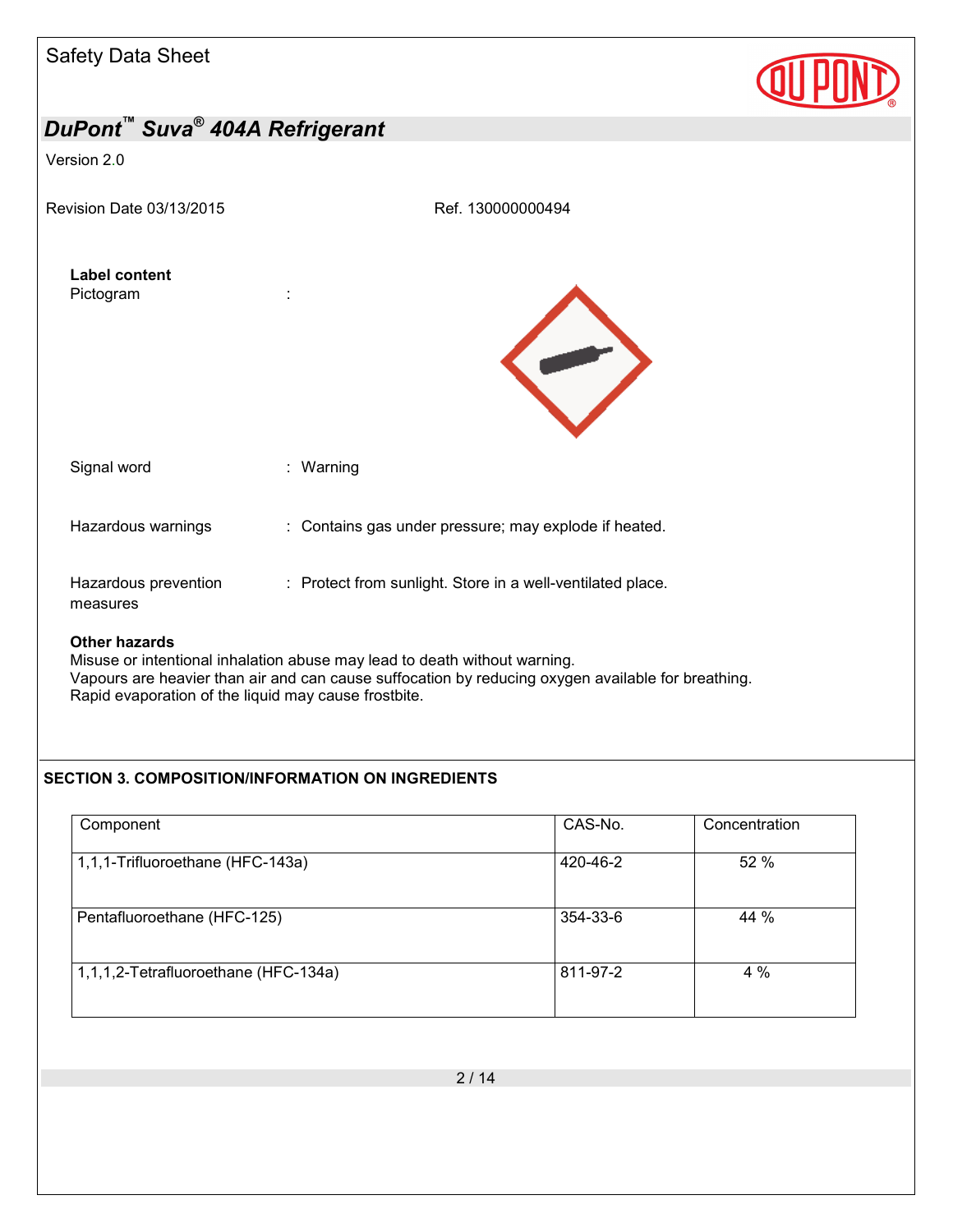**Label content**

Pictogram :

Signal word : Warning

Hazardous warnings : Contains gas under pressure; may explode if heated.

Hazardous prevention measures : Protect from sunlight. Store in a well-ventilated place.

**Other hazards**

Misuse or intentional inhalation abuse may lead to death without warning.
Vapours are heavier than air and can cause suffocation by reducing oxygen available for breathing.
Rapid evaporation of the liquid may cause frostbite.

## SECTION 3. COMPOSITION/INFORMATION ON INGREDIENTS

| Component | CAS-No. | Concentration |
|---|---|---|
| 1,1,1-Trifluoroethane (HFC-143a) | 420-46-2 | 52 % |
| Pentafluoroethane (HFC-125) | 354-33-6 | 44 % |
| 1,1,1,2-Tetrafluoroethane (HFC-134a) | 811-97-2 | 4 % |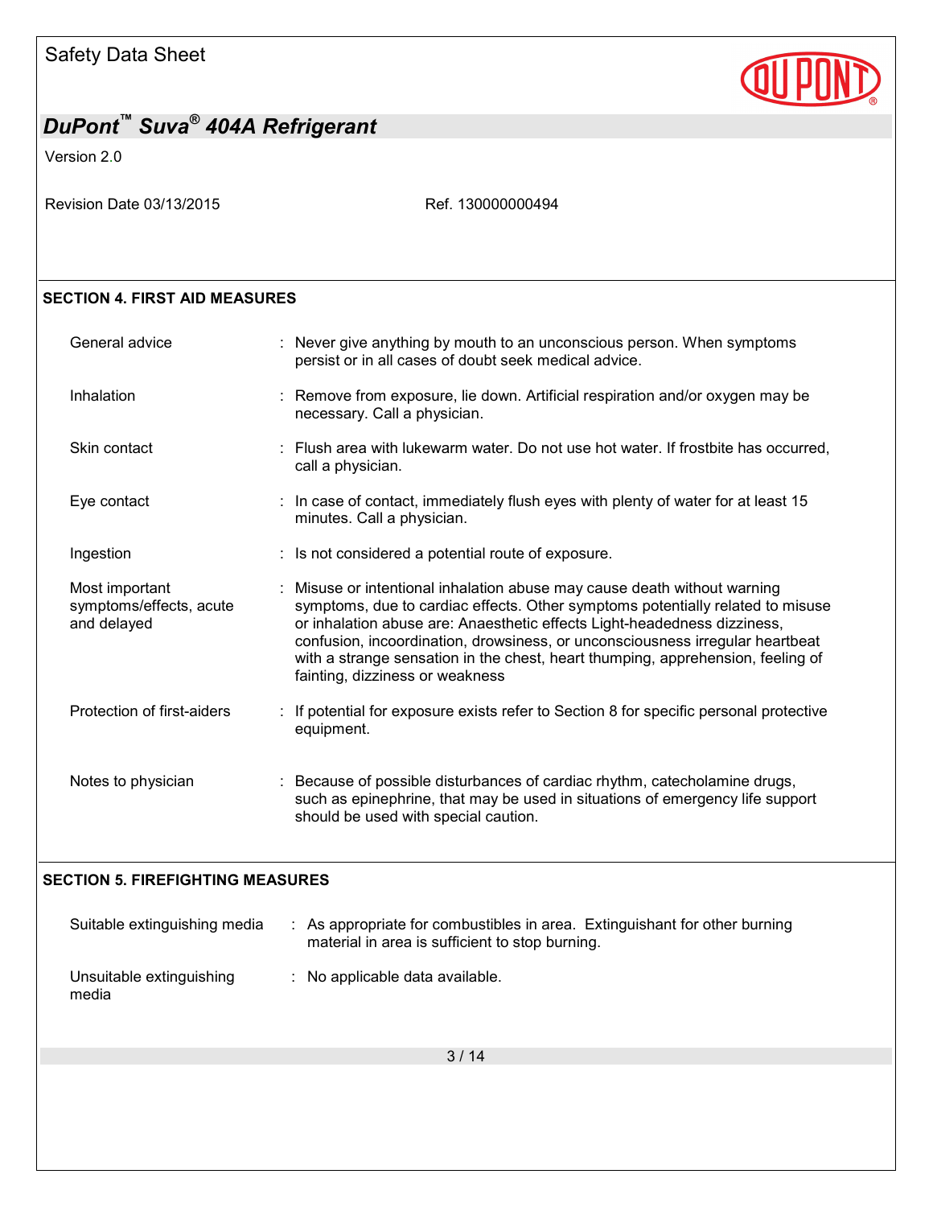## SECTION 4. FIRST AID MEASURES

| | |
|---|---|
| General advice | Never give anything by mouth to an unconscious person. When symptoms persist or in all cases of doubt seek medical advice. |
| Inhalation | Remove from exposure, lie down. Artificial respiration and/or oxygen may be necessary. Call a physician. |
| Skin contact | Flush area with lukewarm water. Do not use hot water. If frostbite has occurred, call a physician. |
| Eye contact | In case of contact, immediately flush eyes with plenty of water for at least 15 minutes. Call a physician. |
| Ingestion | Is not considered a potential route of exposure. |
| Most important symptoms/effects, acute and delayed | Misuse or intentional inhalation abuse may cause death without warning symptoms, due to cardiac effects. Other symptoms potentially related to misuse or inhalation abuse are: Anaesthetic effects Light-headedness dizziness, confusion, incoordination, drowsiness, or unconsciousness irregular heartbeat with a strange sensation in the chest, heart thumping, apprehension, feeling of fainting, dizziness or weakness |
| Protection of first-aiders | If potential for exposure exists refer to Section 8 for specific personal protective equipment. |
| Notes to physician | Because of possible disturbances of cardiac rhythm, catecholamine drugs, such as epinephrine, that may be used in situations of emergency life support should be used with special caution. |

## SECTION 5. FIREFIGHTING MEASURES

| | |
|---|---|
| Suitable extinguishing media | As appropriate for combustibles in area. Extinguishant for other burning material in area is sufficient to stop burning. |
| Unsuitable extinguishing media | No applicable data available. |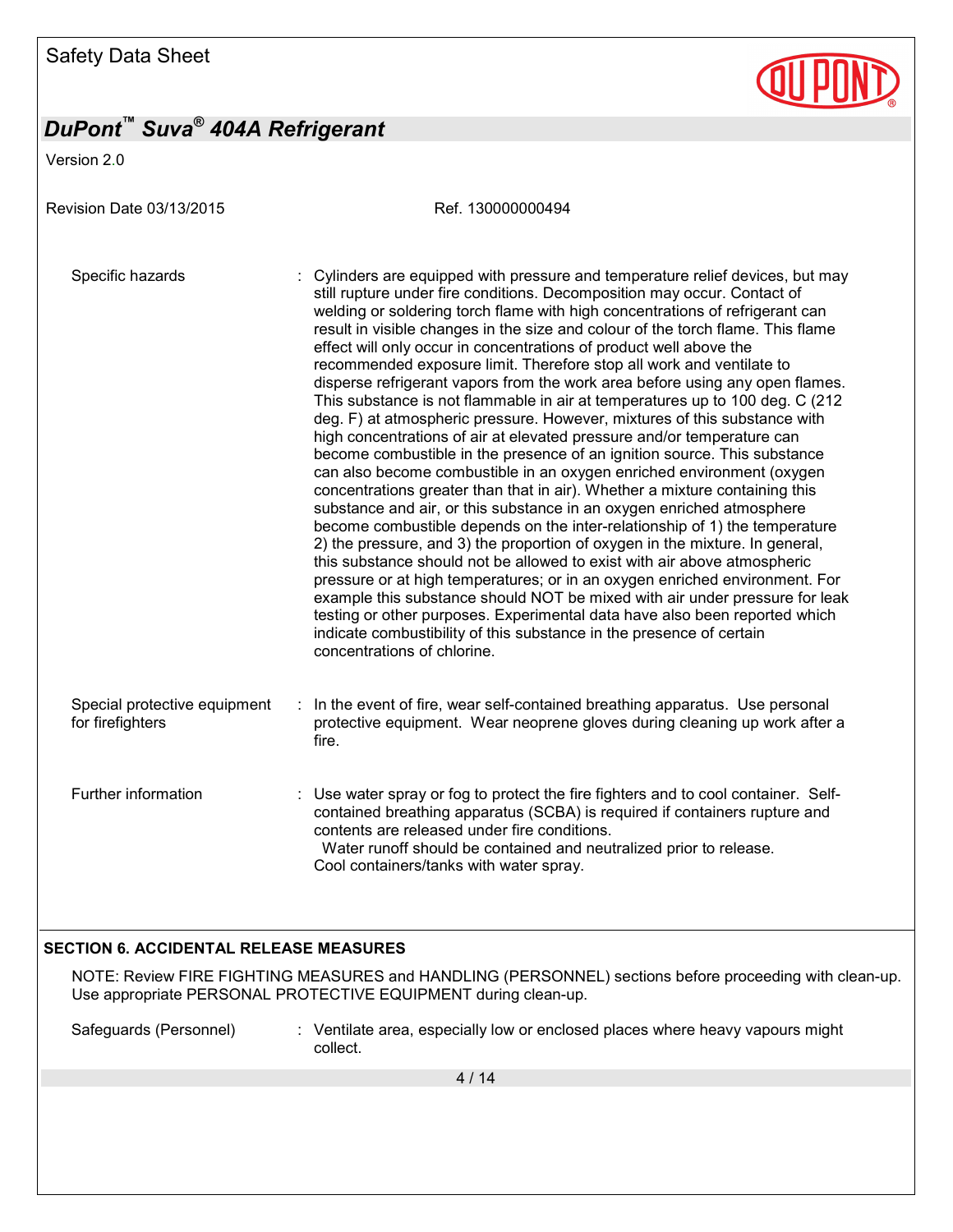| | |
|---|---|
| Specific hazards | : Cylinders are equipped with pressure and temperature relief devices, but may still rupture under fire conditions. Decomposition may occur. Contact of welding or soldering torch flame with high concentrations of refrigerant can result in visible changes in the size and colour of the torch flame. This flame effect will only occur in concentrations of product well above the recommended exposure limit. Therefore stop all work and ventilate to disperse refrigerant vapors from the work area before using any open flames. This substance is not flammable in air at temperatures up to 100 deg. C (212 deg. F) at atmospheric pressure. However, mixtures of this substance with high concentrations of air at elevated pressure and/or temperature can become combustible in the presence of an ignition source. This substance can also become combustible in an oxygen enriched environment (oxygen concentrations greater than that in air). Whether a mixture containing this substance and air, or this substance in an oxygen enriched atmosphere become combustible depends on the inter-relationship of 1) the temperature 2) the pressure, and 3) the proportion of oxygen in the mixture. In general, this substance should not be allowed to exist with air above atmospheric pressure or at high temperatures; or in an oxygen enriched environment. For example this substance should NOT be mixed with air under pressure for leak testing or other purposes. Experimental data have also been reported which indicate combustibility of this substance in the presence of certain concentrations of chlorine. |
| Special protective equipment for firefighters | : In the event of fire, wear self-contained breathing apparatus. Use personal protective equipment. Wear neoprene gloves during cleaning up work after a fire. |
| Further information | : Use water spray or fog to protect the fire fighters and to cool container. Self-contained breathing apparatus (SCBA) is required if containers rupture and contents are released under fire conditions.<br>Water runoff should be contained and neutralized prior to release.<br>Cool containers/tanks with water spray. |

## SECTION 6. ACCIDENTAL RELEASE MEASURES

NOTE: Review FIRE FIGHTING MEASURES and HANDLING (PERSONNEL) sections before proceeding with clean-up. Use appropriate PERSONAL PROTECTIVE EQUIPMENT during clean-up.

| | |
|---|---|
| Safeguards (Personnel) | : Ventilate area, especially low or enclosed places where heavy vapours might collect. |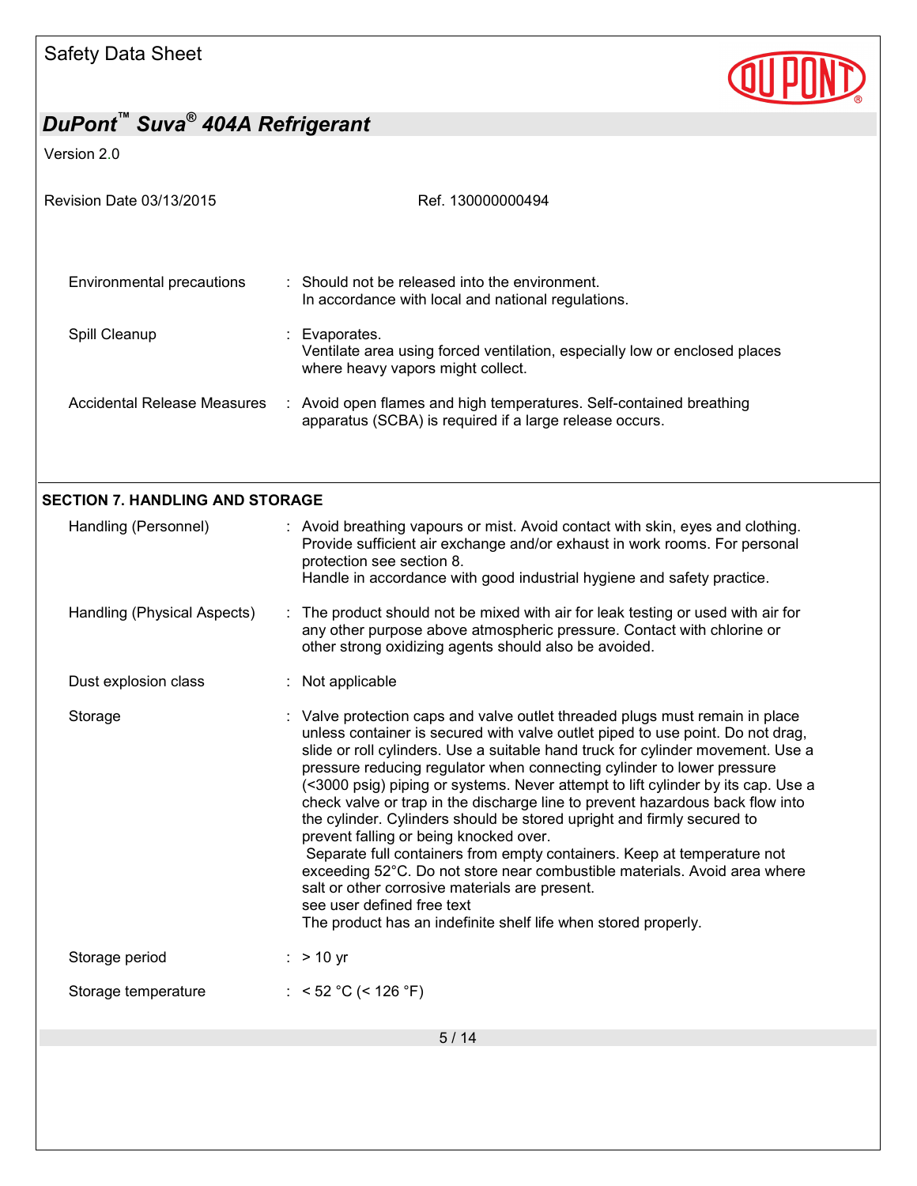| | |
|---|---|
| Environmental precautions | : Should not be released into the environment. In accordance with local and national regulations. |
| Spill Cleanup | : Evaporates. Ventilate area using forced ventilation, especially low or enclosed places where heavy vapors might collect. |
| Accidental Release Measures | : Avoid open flames and high temperatures. Self-contained breathing apparatus (SCBA) is required if a large release occurs. |

## SECTION 7. HANDLING AND STORAGE

| | |
|---|---|
| Handling (Personnel) | : Avoid breathing vapours or mist. Avoid contact with skin, eyes and clothing. Provide sufficient air exchange and/or exhaust in work rooms. For personal protection see section 8. Handle in accordance with good industrial hygiene and safety practice. |
| Handling (Physical Aspects) | : The product should not be mixed with air for leak testing or used with air for any other purpose above atmospheric pressure. Contact with chlorine or other strong oxidizing agents should also be avoided. |
| Dust explosion class | : Not applicable |
| Storage | : Valve protection caps and valve outlet threaded plugs must remain in place unless container is secured with valve outlet piped to use point. Do not drag, slide or roll cylinders. Use a suitable hand truck for cylinder movement. Use a pressure reducing regulator when connecting cylinder to lower pressure (<3000 psig) piping or systems. Never attempt to lift cylinder by its cap. Use a check valve or trap in the discharge line to prevent hazardous back flow into the cylinder. Cylinders should be stored upright and firmly secured to prevent falling or being knocked over. Separate full containers from empty containers. Keep at temperature not exceeding 52°C. Do not store near combustible materials. Avoid area where salt or other corrosive materials are present. see user defined free text The product has an indefinite shelf life when stored properly. |
| Storage period | : > 10 yr |
| Storage temperature | : < 52 °C (< 126 °F) |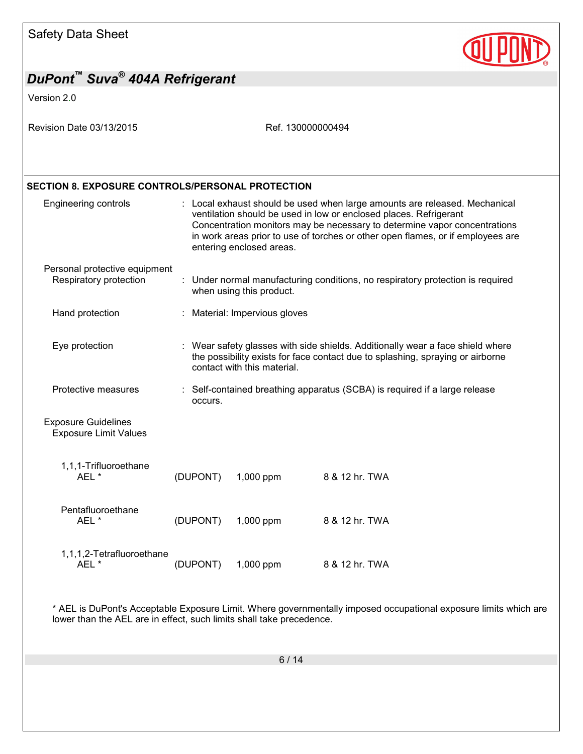## SECTION 8. EXPOSURE CONTROLS/PERSONAL PROTECTION

Engineering controls : Local exhaust should be used when large amounts are released. Mechanical ventilation should be used in low or enclosed places. Refrigerant Concentration monitors may be necessary to determine vapor concentrations in work areas prior to use of torches or other open flames, or if employees are entering enclosed areas.

Personal protective equipment

Respiratory protection : Under normal manufacturing conditions, no respiratory protection is required when using this product.

Hand protection : Material: Impervious gloves

Eye protection : Wear safety glasses with side shields. Additionally wear a face shield where the possibility exists for face contact due to splashing, spraying or airborne contact with this material.

Protective measures : Self-contained breathing apparatus (SCBA) is required if a large release occurs.

Exposure Guidelines

Exposure Limit Values

| Component | | Source | Value | Type |
|---|---|---|---|---|
| 1,1,1-Trifluoroethane | AEL * | (DUPONT) | 1,000 ppm | 8 & 12 hr. TWA |
| Pentafluoroethane | AEL * | (DUPONT) | 1,000 ppm | 8 & 12 hr. TWA |
| 1,1,1,2-Tetrafluoroethane | AEL * | (DUPONT) | 1,000 ppm | 8 & 12 hr. TWA |

* AEL is DuPont's Acceptable Exposure Limit. Where governmentally imposed occupational exposure limits which are lower than the AEL are in effect, such limits shall take precedence.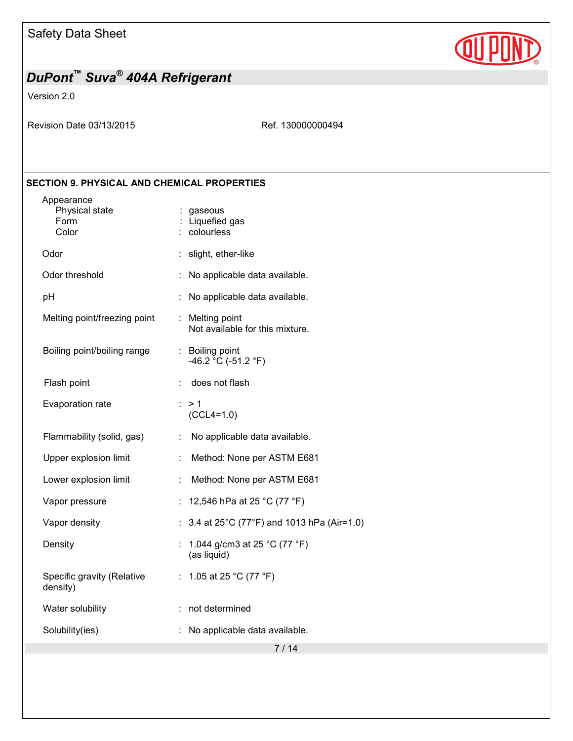## SECTION 9. PHYSICAL AND CHEMICAL PROPERTIES

| Property | Value |
|---|---|
| Appearance | |
| Physical state | gaseous |
| Form | Liquefied gas |
| Color | colourless |
| Odor | slight, ether-like |
| Odor threshold | No applicable data available. |
| pH | No applicable data available. |
| Melting point/freezing point | Melting point<br>Not available for this mixture. |
| Boiling point/boiling range | Boiling point<br>-46.2 °C (-51.2 °F) |
| Flash point | does not flash |
| Evaporation rate | > 1<br>(CCL4=1.0) |
| Flammability (solid, gas) | No applicable data available. |
| Upper explosion limit | Method: None per ASTM E681 |
| Lower explosion limit | Method: None per ASTM E681 |
| Vapor pressure | 12,546 hPa at 25 °C (77 °F) |
| Vapor density | 3.4 at 25°C (77°F) and 1013 hPa (Air=1.0) |
| Density | 1.044 g/cm3 at 25 °C (77 °F)<br>(as liquid) |
| Specific gravity (Relative density) | 1.05 at 25 °C (77 °F) |
| Water solubility | not determined |
| Solubility(ies) | No applicable data available. |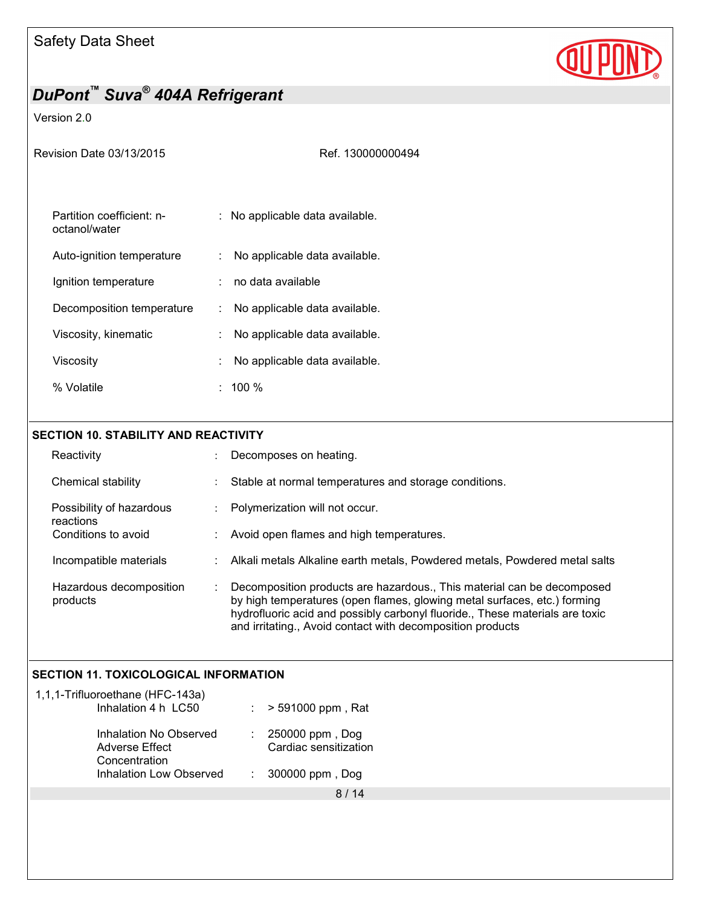| | | |
|---|---|---|
| Partition coefficient: n-octanol/water | : | No applicable data available. |
| Auto-ignition temperature | : | No applicable data available. |
| Ignition temperature | : | no data available |
| Decomposition temperature | : | No applicable data available. |
| Viscosity, kinematic | : | No applicable data available. |
| Viscosity | : | No applicable data available. |
| % Volatile | : | 100 % |

## SECTION 10. STABILITY AND REACTIVITY

| | | |
|---|---|---|
| Reactivity | : | Decomposes on heating. |
| Chemical stability | : | Stable at normal temperatures and storage conditions. |
| Possibility of hazardous reactions | : | Polymerization will not occur. |
| Conditions to avoid | : | Avoid open flames and high temperatures. |
| Incompatible materials | : | Alkali metals Alkaline earth metals, Powdered metals, Powdered metal salts |
| Hazardous decomposition products | : | Decomposition products are hazardous., This material can be decomposed by high temperatures (open flames, glowing metal surfaces, etc.) forming hydrofluoric acid and possibly carbonyl fluoride., These materials are toxic and irritating., Avoid contact with decomposition products |

## SECTION 11. TOXICOLOGICAL INFORMATION

1,1,1-Trifluoroethane (HFC-143a)

| | | |
|---|---|---|
| Inhalation 4 h LC50 | : | > 591000 ppm , Rat |
| Inhalation No Observed Adverse Effect Concentration | : | 250000 ppm , Dog<br>Cardiac sensitization |
| Inhalation Low Observed | : | 300000 ppm , Dog |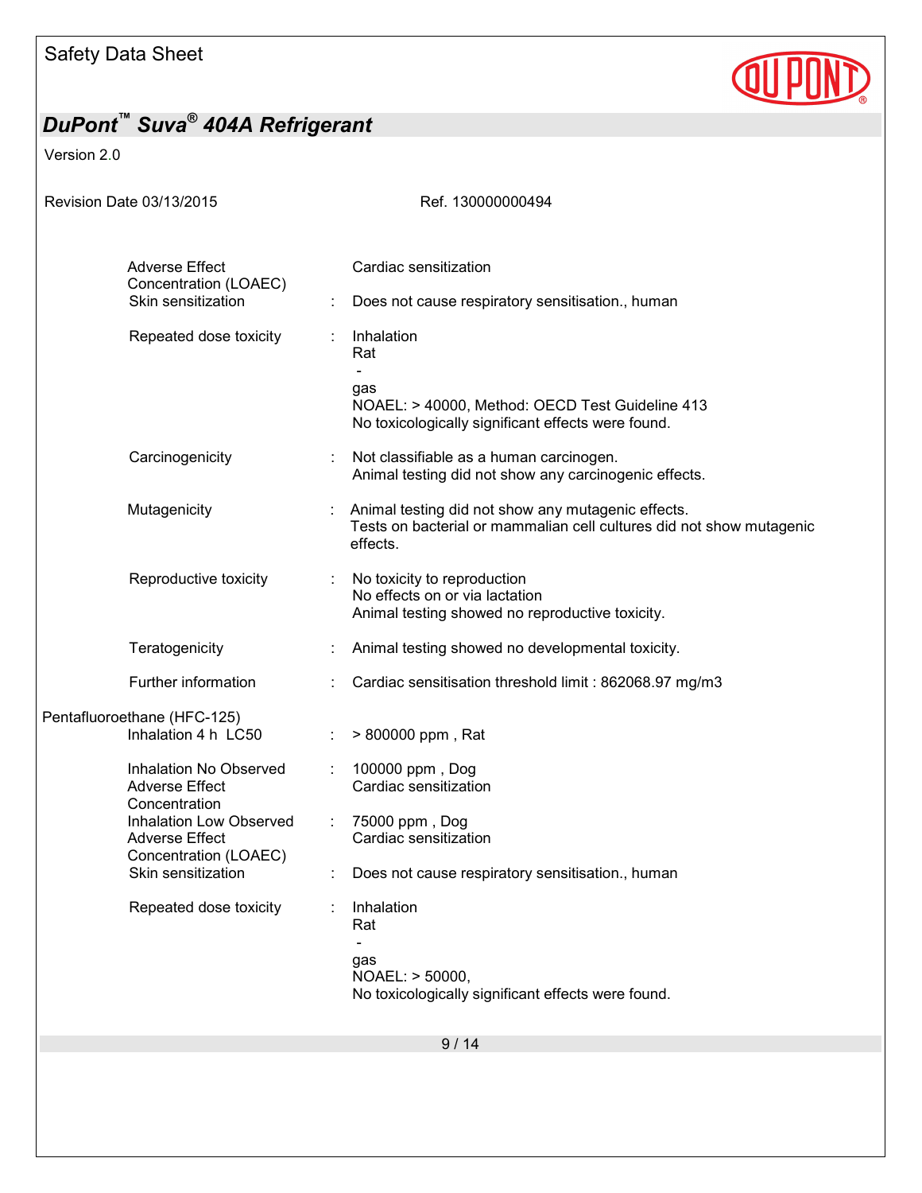| | | |
|---|---|---|
| Adverse Effect Concentration (LOAEC) | | Cardiac sensitization |
| Skin sensitization | : | Does not cause respiratory sensitisation., human |
| Repeated dose toxicity | : | Inhalation<br>Rat<br>-<br>gas<br>NOAEL: > 40000, Method: OECD Test Guideline 413<br>No toxicologically significant effects were found. |
| Carcinogenicity | : | Not classifiable as a human carcinogen.<br>Animal testing did not show any carcinogenic effects. |
| Mutagenicity | : | Animal testing did not show any mutagenic effects.<br>Tests on bacterial or mammalian cell cultures did not show mutagenic effects. |
| Reproductive toxicity | : | No toxicity to reproduction<br>No effects on or via lactation<br>Animal testing showed no reproductive toxicity. |
| Teratogenicity | : | Animal testing showed no developmental toxicity. |
| Further information | : | Cardiac sensitisation threshold limit : 862068.97 mg/m3 |

Pentafluoroethane (HFC-125)

| | | |
|---|---|---|
| Inhalation 4 h LC50 | : | > 800000 ppm , Rat |
| Inhalation No Observed Adverse Effect Concentration | : | 100000 ppm , Dog<br>Cardiac sensitization |
| Inhalation Low Observed Adverse Effect Concentration (LOAEC) | : | 75000 ppm , Dog<br>Cardiac sensitization |
| Skin sensitization | : | Does not cause respiratory sensitisation., human |
| Repeated dose toxicity | : | Inhalation<br>Rat<br>-<br>gas<br>NOAEL: > 50000,<br>No toxicologically significant effects were found. |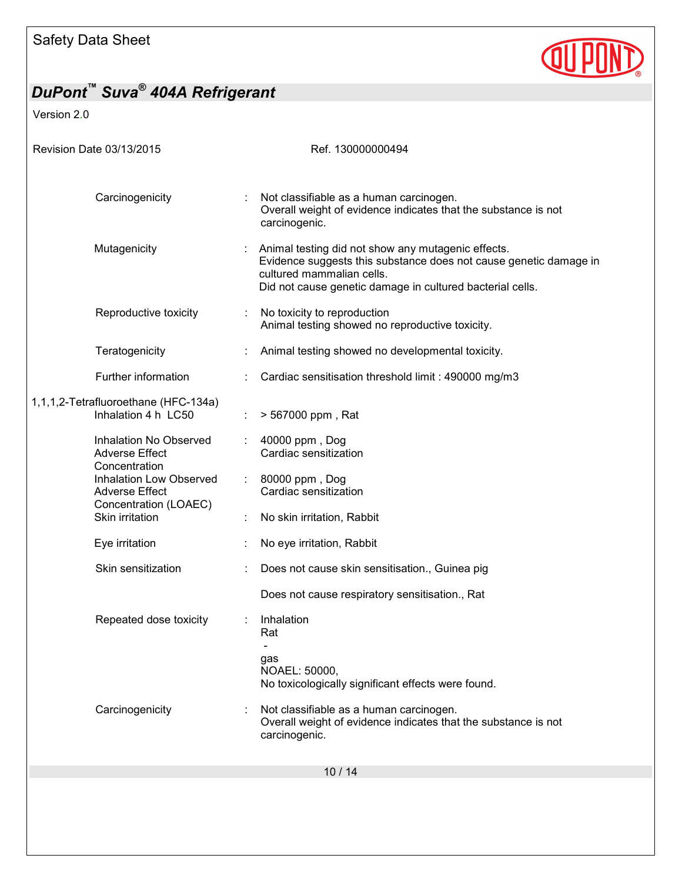| | | |
|---|---|---|
| Carcinogenicity | : | Not classifiable as a human carcinogen.<br>Overall weight of evidence indicates that the substance is not carcinogenic. |
| Mutagenicity | : | Animal testing did not show any mutagenic effects.<br>Evidence suggests this substance does not cause genetic damage in cultured mammalian cells.<br>Did not cause genetic damage in cultured bacterial cells. |
| Reproductive toxicity | : | No toxicity to reproduction<br>Animal testing showed no reproductive toxicity. |
| Teratogenicity | : | Animal testing showed no developmental toxicity. |
| Further information | : | Cardiac sensitisation threshold limit : 490000 mg/m3 |

1,1,1,2-Tetrafluoroethane (HFC-134a)

| | | |
|---|---|---|
| Inhalation 4 h LC50 | : | > 567000 ppm , Rat |
| Inhalation No Observed Adverse Effect Concentration | : | 40000 ppm , Dog<br>Cardiac sensitization |
| Inhalation Low Observed Adverse Effect Concentration (LOAEC) | : | 80000 ppm , Dog<br>Cardiac sensitization |
| Skin irritation | : | No skin irritation, Rabbit |
| Eye irritation | : | No eye irritation, Rabbit |
| Skin sensitization | : | Does not cause skin sensitisation., Guinea pig<br><br>Does not cause respiratory sensitisation., Rat |
| Repeated dose toxicity | : | Inhalation<br>Rat<br>-<br>gas<br>NOAEL: 50000,<br>No toxicologically significant effects were found. |
| Carcinogenicity | : | Not classifiable as a human carcinogen.<br>Overall weight of evidence indicates that the substance is not carcinogenic. |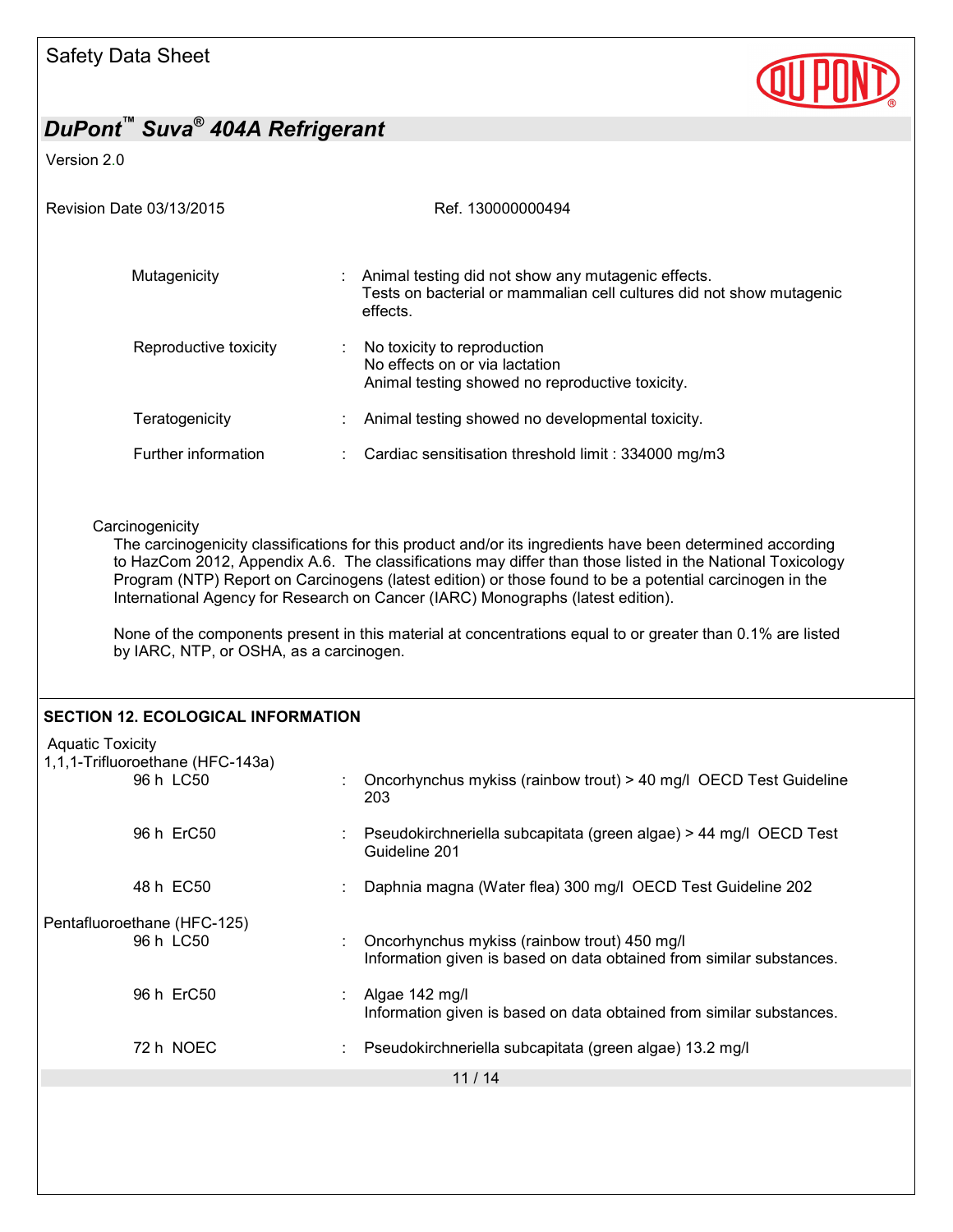Mutagenicity : Animal testing did not show any mutagenic effects.
Tests on bacterial or mammalian cell cultures did not show mutagenic effects.

Reproductive toxicity : No toxicity to reproduction
No effects on or via lactation
Animal testing showed no reproductive toxicity.

Teratogenicity : Animal testing showed no developmental toxicity.

Further information : Cardiac sensitisation threshold limit : 334000 mg/m3

Carcinogenicity

The carcinogenicity classifications for this product and/or its ingredients have been determined according to HazCom 2012, Appendix A.6. The classifications may differ than those listed in the National Toxicology Program (NTP) Report on Carcinogens (latest edition) or those found to be a potential carcinogen in the International Agency for Research on Cancer (IARC) Monographs (latest edition).

None of the components present in this material at concentrations equal to or greater than 0.1% are listed by IARC, NTP, or OSHA, as a carcinogen.

## SECTION 12. ECOLOGICAL INFORMATION

Aquatic Toxicity

1,1,1-Trifluoroethane (HFC-143a)

96 h LC50 : Oncorhynchus mykiss (rainbow trout) > 40 mg/l OECD Test Guideline 203

96 h ErC50 : Pseudokirchneriella subcapitata (green algae) > 44 mg/l OECD Test Guideline 201

48 h EC50 : Daphnia magna (Water flea) 300 mg/l OECD Test Guideline 202

Pentafluoroethane (HFC-125)

96 h LC50 : Oncorhynchus mykiss (rainbow trout) 450 mg/l
Information given is based on data obtained from similar substances.

96 h ErC50 : Algae 142 mg/l
Information given is based on data obtained from similar substances.

72 h NOEC : Pseudokirchneriella subcapitata (green algae) 13.2 mg/l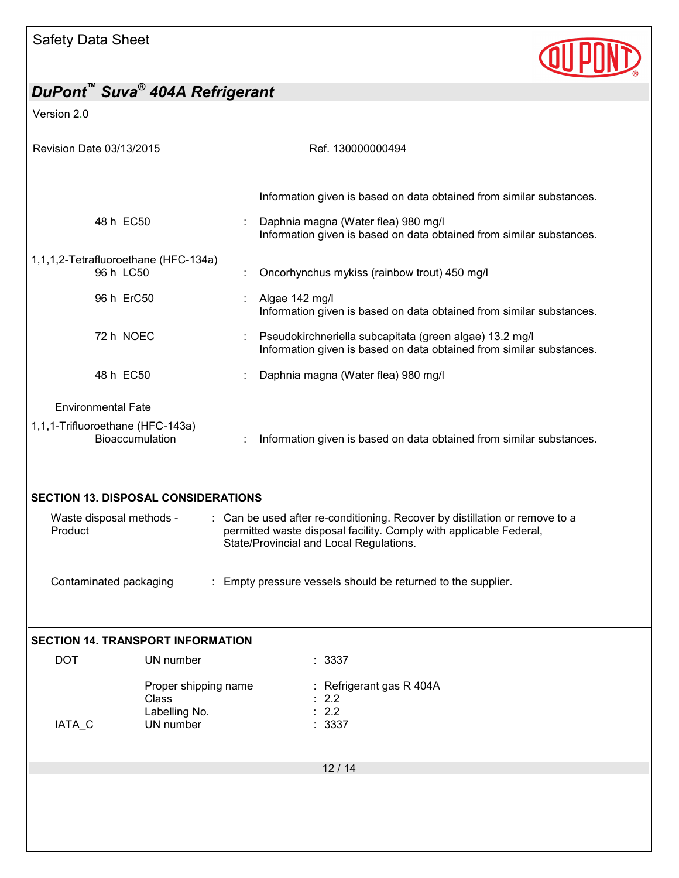Information given is based on data obtained from similar substances.

| | | |
|---|---|---|
| | 48 h EC50 | : Daphnia magna (Water flea) 980 mg/l<br>Information given is based on data obtained from similar substances. |
| 1,1,1,2-Tetrafluoroethane (HFC-134a) | 96 h LC50 | : Oncorhynchus mykiss (rainbow trout) 450 mg/l |
| | 96 h ErC50 | : Algae 142 mg/l<br>Information given is based on data obtained from similar substances. |
| | 72 h NOEC | : Pseudokirchneriella subcapitata (green algae) 13.2 mg/l<br>Information given is based on data obtained from similar substances. |
| | 48 h EC50 | : Daphnia magna (Water flea) 980 mg/l |

Environmental Fate

| | | |
|---|---|---|
| 1,1,1-Trifluoroethane (HFC-143a) | Bioaccumulation | : Information given is based on data obtained from similar substances. |

## SECTION 13. DISPOSAL CONSIDERATIONS

| | |
|---|---|
| Waste disposal methods - Product | : Can be used after re-conditioning. Recover by distillation or remove to a permitted waste disposal facility. Comply with applicable Federal, State/Provincial and Local Regulations. |
| Contaminated packaging | : Empty pressure vessels should be returned to the supplier. |

## SECTION 14. TRANSPORT INFORMATION

| | | |
|---|---|---|
| DOT | UN number | : 3337 |
| | Proper shipping name | : Refrigerant gas R 404A |
| | Class | : 2.2 |
| | Labelling No. | : 2.2 |
| IATA_C | UN number | : 3337 |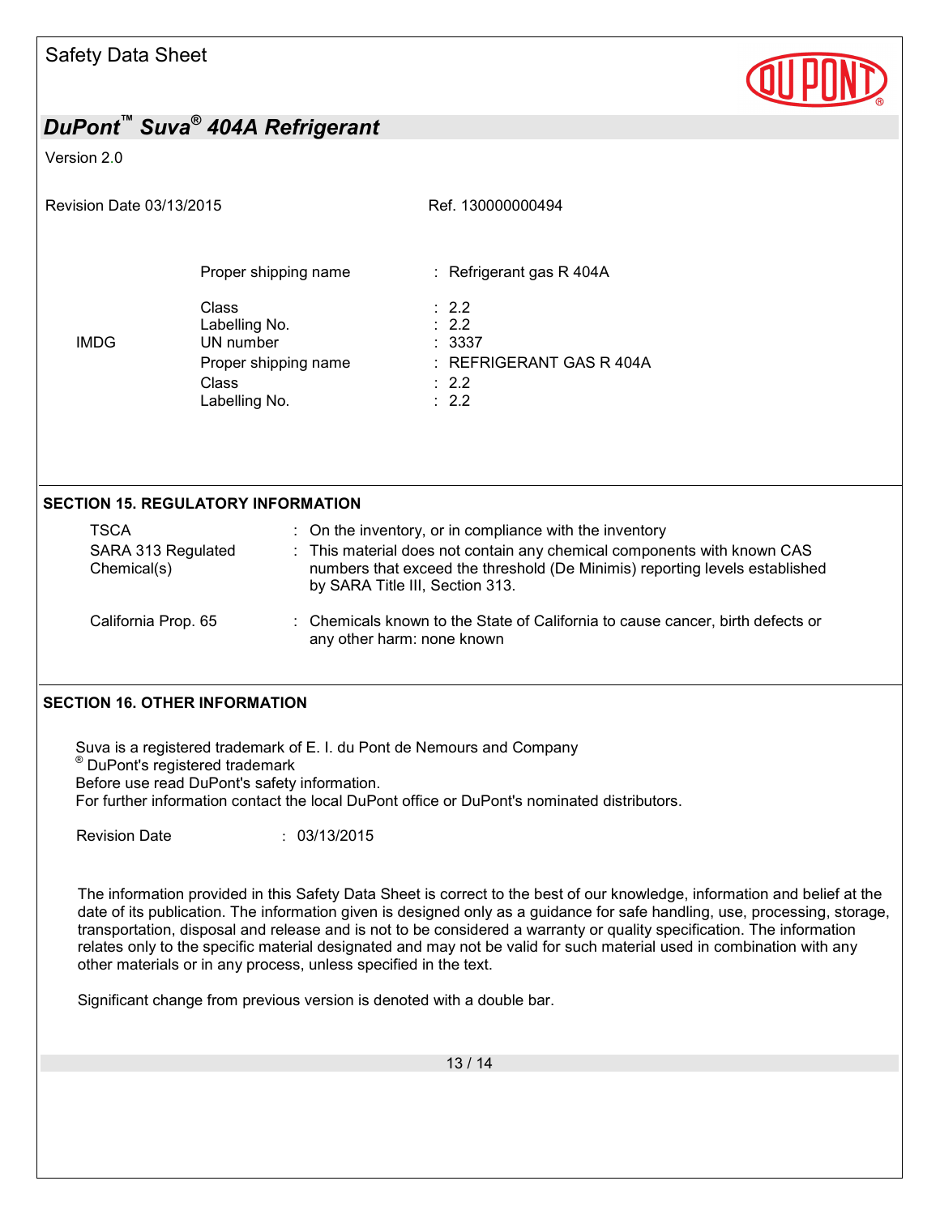| | | |
|---|---|---|
| | Proper shipping name | : Refrigerant gas R 404A |
| | Class | : 2.2 |
| | Labelling No. | : 2.2 |
| IMDG | UN number | : 3337 |
| | Proper shipping name | : REFRIGERANT GAS R 404A |
| | Class | : 2.2 |
| | Labelling No. | : 2.2 |

## SECTION 15. REGULATORY INFORMATION

| | |
|---|---|
| TSCA | : On the inventory, or in compliance with the inventory |
| SARA 313 Regulated Chemical(s) | : This material does not contain any chemical components with known CAS numbers that exceed the threshold (De Minimis) reporting levels established by SARA Title III, Section 313. |
| California Prop. 65 | : Chemicals known to the State of California to cause cancer, birth defects or any other harm: none known |

## SECTION 16. OTHER INFORMATION

Suva is a registered trademark of E. I. du Pont de Nemours and Company
® DuPont's registered trademark
Before use read DuPont's safety information.
For further information contact the local DuPont office or DuPont's nominated distributors.

Revision Date : 03/13/2015

The information provided in this Safety Data Sheet is correct to the best of our knowledge, information and belief at the date of its publication. The information given is designed only as a guidance for safe handling, use, processing, storage, transportation, disposal and release and is not to be considered a warranty or quality specification. The information relates only to the specific material designated and may not be valid for such material used in combination with any other materials or in any process, unless specified in the text.

Significant change from previous version is denoted with a double bar.